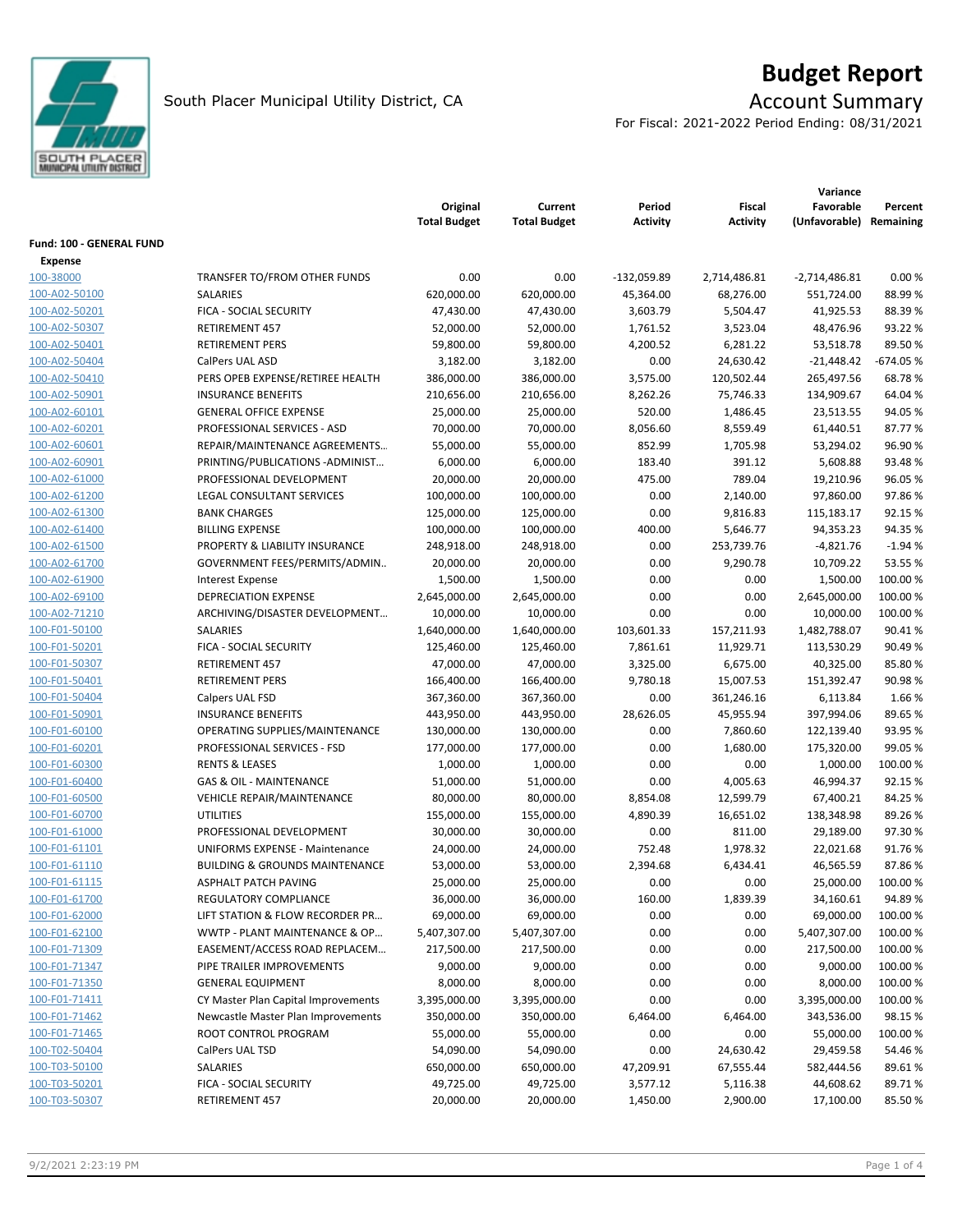# Budget Report

South Placer Municipal Utility District, CA

## Account Summary

For Fiscal: 2021-2022 Period Ending: 08/31/2021

| | | Original Total Budget | Current Total Budget | Period Activity | Fiscal Activity | Variance Favorable (Unfavorable) | Percent Remaining |
|---|---|---|---|---|---|---|---|
| **Fund: 100 - GENERAL FUND** | | | | | | | |
| **Expense** | | | | | | | |
| 100-38000 | TRANSFER TO/FROM OTHER FUNDS | 0.00 | 0.00 | -132,059.89 | 2,714,486.81 | -2,714,486.81 | 0.00 % |
| 100-A02-50100 | SALARIES | 620,000.00 | 620,000.00 | 45,364.00 | 68,276.00 | 551,724.00 | 88.99 % |
| 100-A02-50201 | FICA - SOCIAL SECURITY | 47,430.00 | 47,430.00 | 3,603.79 | 5,504.47 | 41,925.53 | 88.39 % |
| 100-A02-50307 | RETIREMENT 457 | 52,000.00 | 52,000.00 | 1,761.52 | 3,523.04 | 48,476.96 | 93.22 % |
| 100-A02-50401 | RETIREMENT PERS | 59,800.00 | 59,800.00 | 4,200.52 | 6,281.22 | 53,518.78 | 89.50 % |
| 100-A02-50404 | CalPers UAL ASD | 3,182.00 | 3,182.00 | 0.00 | 24,630.42 | -21,448.42 | -674.05 % |
| 100-A02-50410 | PERS OPEB EXPENSE/RETIREE HEALTH | 386,000.00 | 386,000.00 | 3,575.00 | 120,502.44 | 265,497.56 | 68.78 % |
| 100-A02-50901 | INSURANCE BENEFITS | 210,656.00 | 210,656.00 | 8,262.26 | 75,746.33 | 134,909.67 | 64.04 % |
| 100-A02-60101 | GENERAL OFFICE EXPENSE | 25,000.00 | 25,000.00 | 520.00 | 1,486.45 | 23,513.55 | 94.05 % |
| 100-A02-60201 | PROFESSIONAL SERVICES - ASD | 70,000.00 | 70,000.00 | 8,056.60 | 8,559.49 | 61,440.51 | 87.77 % |
| 100-A02-60601 | REPAIR/MAINTENANCE AGREEMENTS… | 55,000.00 | 55,000.00 | 852.99 | 1,705.98 | 53,294.02 | 96.90 % |
| 100-A02-60901 | PRINTING/PUBLICATIONS -ADMINIST… | 6,000.00 | 6,000.00 | 183.40 | 391.12 | 5,608.88 | 93.48 % |
| 100-A02-61000 | PROFESSIONAL DEVELOPMENT | 20,000.00 | 20,000.00 | 475.00 | 789.04 | 19,210.96 | 96.05 % |
| 100-A02-61200 | LEGAL CONSULTANT SERVICES | 100,000.00 | 100,000.00 | 0.00 | 2,140.00 | 97,860.00 | 97.86 % |
| 100-A02-61300 | BANK CHARGES | 125,000.00 | 125,000.00 | 0.00 | 9,816.83 | 115,183.17 | 92.15 % |
| 100-A02-61400 | BILLING EXPENSE | 100,000.00 | 100,000.00 | 400.00 | 5,646.77 | 94,353.23 | 94.35 % |
| 100-A02-61500 | PROPERTY & LIABILITY INSURANCE | 248,918.00 | 248,918.00 | 0.00 | 253,739.76 | -4,821.76 | -1.94 % |
| 100-A02-61700 | GOVERNMENT FEES/PERMITS/ADMIN.. | 20,000.00 | 20,000.00 | 0.00 | 9,290.78 | 10,709.22 | 53.55 % |
| 100-A02-61900 | Interest Expense | 1,500.00 | 1,500.00 | 0.00 | 0.00 | 1,500.00 | 100.00 % |
| 100-A02-69100 | DEPRECIATION EXPENSE | 2,645,000.00 | 2,645,000.00 | 0.00 | 0.00 | 2,645,000.00 | 100.00 % |
| 100-A02-71210 | ARCHIVING/DISASTER DEVELOPMENT… | 10,000.00 | 10,000.00 | 0.00 | 0.00 | 10,000.00 | 100.00 % |
| 100-F01-50100 | SALARIES | 1,640,000.00 | 1,640,000.00 | 103,601.33 | 157,211.93 | 1,482,788.07 | 90.41 % |
| 100-F01-50201 | FICA - SOCIAL SECURITY | 125,460.00 | 125,460.00 | 7,861.61 | 11,929.71 | 113,530.29 | 90.49 % |
| 100-F01-50307 | RETIREMENT 457 | 47,000.00 | 47,000.00 | 3,325.00 | 6,675.00 | 40,325.00 | 85.80 % |
| 100-F01-50401 | RETIREMENT PERS | 166,400.00 | 166,400.00 | 9,780.18 | 15,007.53 | 151,392.47 | 90.98 % |
| 100-F01-50404 | Calpers UAL FSD | 367,360.00 | 367,360.00 | 0.00 | 361,246.16 | 6,113.84 | 1.66 % |
| 100-F01-50901 | INSURANCE BENEFITS | 443,950.00 | 443,950.00 | 28,626.05 | 45,955.94 | 397,994.06 | 89.65 % |
| 100-F01-60100 | OPERATING SUPPLIES/MAINTENANCE | 130,000.00 | 130,000.00 | 0.00 | 7,860.60 | 122,139.40 | 93.95 % |
| 100-F01-60201 | PROFESSIONAL SERVICES - FSD | 177,000.00 | 177,000.00 | 0.00 | 1,680.00 | 175,320.00 | 99.05 % |
| 100-F01-60300 | RENTS & LEASES | 1,000.00 | 1,000.00 | 0.00 | 0.00 | 1,000.00 | 100.00 % |
| 100-F01-60400 | GAS & OIL - MAINTENANCE | 51,000.00 | 51,000.00 | 0.00 | 4,005.63 | 46,994.37 | 92.15 % |
| 100-F01-60500 | VEHICLE REPAIR/MAINTENANCE | 80,000.00 | 80,000.00 | 8,854.08 | 12,599.79 | 67,400.21 | 84.25 % |
| 100-F01-60700 | UTILITIES | 155,000.00 | 155,000.00 | 4,890.39 | 16,651.02 | 138,348.98 | 89.26 % |
| 100-F01-61000 | PROFESSIONAL DEVELOPMENT | 30,000.00 | 30,000.00 | 0.00 | 811.00 | 29,189.00 | 97.30 % |
| 100-F01-61101 | UNIFORMS EXPENSE - Maintenance | 24,000.00 | 24,000.00 | 752.48 | 1,978.32 | 22,021.68 | 91.76 % |
| 100-F01-61110 | BUILDING & GROUNDS MAINTENANCE | 53,000.00 | 53,000.00 | 2,394.68 | 6,434.41 | 46,565.59 | 87.86 % |
| 100-F01-61115 | ASPHALT PATCH PAVING | 25,000.00 | 25,000.00 | 0.00 | 0.00 | 25,000.00 | 100.00 % |
| 100-F01-61700 | REGULATORY COMPLIANCE | 36,000.00 | 36,000.00 | 160.00 | 1,839.39 | 34,160.61 | 94.89 % |
| 100-F01-62000 | LIFT STATION & FLOW RECORDER PR… | 69,000.00 | 69,000.00 | 0.00 | 0.00 | 69,000.00 | 100.00 % |
| 100-F01-62100 | WWTP - PLANT MAINTENANCE & OP… | 5,407,307.00 | 5,407,307.00 | 0.00 | 0.00 | 5,407,307.00 | 100.00 % |
| 100-F01-71309 | EASEMENT/ACCESS ROAD REPLACEM… | 217,500.00 | 217,500.00 | 0.00 | 0.00 | 217,500.00 | 100.00 % |
| 100-F01-71347 | PIPE TRAILER IMPROVEMENTS | 9,000.00 | 9,000.00 | 0.00 | 0.00 | 9,000.00 | 100.00 % |
| 100-F01-71350 | GENERAL EQUIPMENT | 8,000.00 | 8,000.00 | 0.00 | 0.00 | 8,000.00 | 100.00 % |
| 100-F01-71411 | CY Master Plan Capital Improvements | 3,395,000.00 | 3,395,000.00 | 0.00 | 0.00 | 3,395,000.00 | 100.00 % |
| 100-F01-71462 | Newcastle Master Plan Improvements | 350,000.00 | 350,000.00 | 6,464.00 | 6,464.00 | 343,536.00 | 98.15 % |
| 100-F01-71465 | ROOT CONTROL PROGRAM | 55,000.00 | 55,000.00 | 0.00 | 0.00 | 55,000.00 | 100.00 % |
| 100-T02-50404 | CalPers UAL TSD | 54,090.00 | 54,090.00 | 0.00 | 24,630.42 | 29,459.58 | 54.46 % |
| 100-T03-50100 | SALARIES | 650,000.00 | 650,000.00 | 47,209.91 | 67,555.44 | 582,444.56 | 89.61 % |
| 100-T03-50201 | FICA - SOCIAL SECURITY | 49,725.00 | 49,725.00 | 3,577.12 | 5,116.38 | 44,608.62 | 89.71 % |
| 100-T03-50307 | RETIREMENT 457 | 20,000.00 | 20,000.00 | 1,450.00 | 2,900.00 | 17,100.00 | 85.50 % |

9/2/2021 2:23:19 PM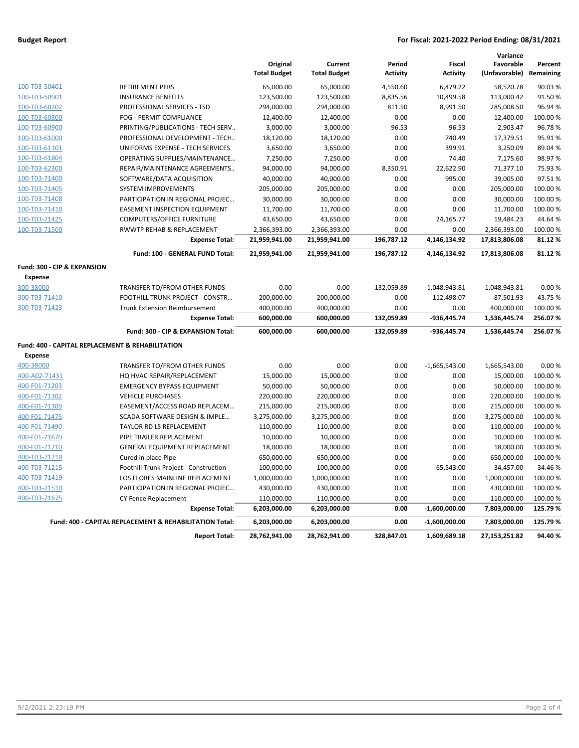**Budget Report** | **For Fiscal: 2021-2022 Period Ending: 08/31/2021**

| | | Original Total Budget | Current Total Budget | Period Activity | Fiscal Activity | Variance Favorable (Unfavorable) | Percent Remaining |
|---|---|---|---|---|---|---|---|
| 100-T03-50401 | RETIREMENT PERS | 65,000.00 | 65,000.00 | 4,550.60 | 6,479.22 | 58,520.78 | 90.03 % |
| 100-T03-50901 | INSURANCE BENEFITS | 123,500.00 | 123,500.00 | 8,835.56 | 10,499.58 | 113,000.42 | 91.50 % |
| 100-T03-60202 | PROFESSIONAL SERVICES - TSD | 294,000.00 | 294,000.00 | 811.50 | 8,991.50 | 285,008.50 | 96.94 % |
| 100-T03-60800 | FOG - PERMIT COMPLIANCE | 12,400.00 | 12,400.00 | 0.00 | 0.00 | 12,400.00 | 100.00 % |
| 100-T03-60900 | PRINTING/PUBLICATIONS - TECH SERV.. | 3,000.00 | 3,000.00 | 96.53 | 96.53 | 2,903.47 | 96.78 % |
| 100-T03-61000 | PROFESSIONAL DEVELOPMENT - TECH.. | 18,120.00 | 18,120.00 | 0.00 | 740.49 | 17,379.51 | 95.91 % |
| 100-T03-61101 | UNIFORMS EXPENSE - TECH SERVICES | 3,650.00 | 3,650.00 | 0.00 | 399.91 | 3,250.09 | 89.04 % |
| 100-T03-61804 | OPERATING SUPPLIES/MAINTENANCE... | 7,250.00 | 7,250.00 | 0.00 | 74.40 | 7,175.60 | 98.97 % |
| 100-T03-62300 | REPAIR/MAINTENANCE AGREEMENTS... | 94,000.00 | 94,000.00 | 8,350.91 | 22,622.90 | 71,377.10 | 75.93 % |
| 100-T03-71400 | SOFTWARE/DATA ACQUISITION | 40,000.00 | 40,000.00 | 0.00 | 995.00 | 39,005.00 | 97.51 % |
| 100-T03-71405 | SYSTEM IMPROVEMENTS | 205,000.00 | 205,000.00 | 0.00 | 0.00 | 205,000.00 | 100.00 % |
| 100-T03-71408 | PARTICIPATION IN REGIONAL PROJEC... | 30,000.00 | 30,000.00 | 0.00 | 0.00 | 30,000.00 | 100.00 % |
| 100-T03-71410 | EASEMENT INSPECTION EQUIPMENT | 11,700.00 | 11,700.00 | 0.00 | 0.00 | 11,700.00 | 100.00 % |
| 100-T03-71425 | COMPUTERS/OFFICE FURNITURE | 43,650.00 | 43,650.00 | 0.00 | 24,165.77 | 19,484.23 | 44.64 % |
| 100-T03-71500 | RWWTP REHAB & REPLACEMENT | 2,366,393.00 | 2,366,393.00 | 0.00 | 0.00 | 2,366,393.00 | 100.00 % |
| | **Expense Total:** | **21,959,941.00** | **21,959,941.00** | **196,787.12** | **4,146,134.92** | **17,813,806.08** | **81.12 %** |
| | **Fund: 100 - GENERAL FUND Total:** | **21,959,941.00** | **21,959,941.00** | **196,787.12** | **4,146,134.92** | **17,813,806.08** | **81.12 %** |
| **Fund: 300 - CIP & EXPANSION** | | | | | | | |
| **Expense** | | | | | | | |
| 300-38000 | TRANSFER TO/FROM OTHER FUNDS | 0.00 | 0.00 | 132,059.89 | -1,048,943.81 | 1,048,943.81 | 0.00 % |
| 300-T03-71410 | FOOTHILL TRUNK PROJECT - CONSTR... | 200,000.00 | 200,000.00 | 0.00 | 112,498.07 | 87,501.93 | 43.75 % |
| 300-T03-71423 | Trunk Extension Reimbursement | 400,000.00 | 400,000.00 | 0.00 | 0.00 | 400,000.00 | 100.00 % |
| | **Expense Total:** | **600,000.00** | **600,000.00** | **132,059.89** | **-936,445.74** | **1,536,445.74** | **256.07 %** |
| | **Fund: 300 - CIP & EXPANSION Total:** | **600,000.00** | **600,000.00** | **132,059.89** | **-936,445.74** | **1,536,445.74** | **256.07 %** |
| **Fund: 400 - CAPITAL REPLACEMENT & REHABILITATION** | | | | | | | |
| **Expense** | | | | | | | |
| 400-38000 | TRANSFER TO/FROM OTHER FUNDS | 0.00 | 0.00 | 0.00 | -1,665,543.00 | 1,665,543.00 | 0.00 % |
| 400-A02-71431 | HQ HVAC REPAIR/REPLACEMENT | 15,000.00 | 15,000.00 | 0.00 | 0.00 | 15,000.00 | 100.00 % |
| 400-F01-71203 | EMERGENCY BYPASS EQUIPMENT | 50,000.00 | 50,000.00 | 0.00 | 0.00 | 50,000.00 | 100.00 % |
| 400-F01-71302 | VEHICLE PURCHASES | 220,000.00 | 220,000.00 | 0.00 | 0.00 | 220,000.00 | 100.00 % |
| 400-F01-71309 | EASEMENT/ACCESS ROAD REPLACEM... | 215,000.00 | 215,000.00 | 0.00 | 0.00 | 215,000.00 | 100.00 % |
| 400-F01-71475 | SCADA SOFTWARE DESIGN & IMPLE... | 3,275,000.00 | 3,275,000.00 | 0.00 | 0.00 | 3,275,000.00 | 100.00 % |
| 400-F01-71490 | TAYLOR RD LS REPLACEMENT | 110,000.00 | 110,000.00 | 0.00 | 0.00 | 110,000.00 | 100.00 % |
| 400-F01-71670 | PIPE TRAILER REPLACEMENT | 10,000.00 | 10,000.00 | 0.00 | 0.00 | 10,000.00 | 100.00 % |
| 400-F01-71710 | GENERAL EQUIPMENT REPLACEMENT | 18,000.00 | 18,000.00 | 0.00 | 0.00 | 18,000.00 | 100.00 % |
| 400-T03-71210 | Cured in place Pipe | 650,000.00 | 650,000.00 | 0.00 | 0.00 | 650,000.00 | 100.00 % |
| 400-T03-71215 | Foothill Trunk Project - Construction | 100,000.00 | 100,000.00 | 0.00 | 65,543.00 | 34,457.00 | 34.46 % |
| 400-T03-71419 | LOS FLORES MAINLINE REPLACEMENT | 1,000,000.00 | 1,000,000.00 | 0.00 | 0.00 | 1,000,000.00 | 100.00 % |
| 400-T03-71510 | PARTICIPATION IN REGIONAL PROJEC... | 430,000.00 | 430,000.00 | 0.00 | 0.00 | 430,000.00 | 100.00 % |
| 400-T03-71675 | CY Fence Replacement | 110,000.00 | 110,000.00 | 0.00 | 0.00 | 110,000.00 | 100.00 % |
| | **Expense Total:** | **6,203,000.00** | **6,203,000.00** | **0.00** | **-1,600,000.00** | **7,803,000.00** | **125.79 %** |
| | **Fund: 400 - CAPITAL REPLACEMENT & REHABILITATION Total:** | **6,203,000.00** | **6,203,000.00** | **0.00** | **-1,600,000.00** | **7,803,000.00** | **125.79 %** |
| | **Report Total:** | **28,762,941.00** | **28,762,941.00** | **328,847.01** | **1,609,689.18** | **27,153,251.82** | **94.40 %** |

9/2/2021 2:23:19 PM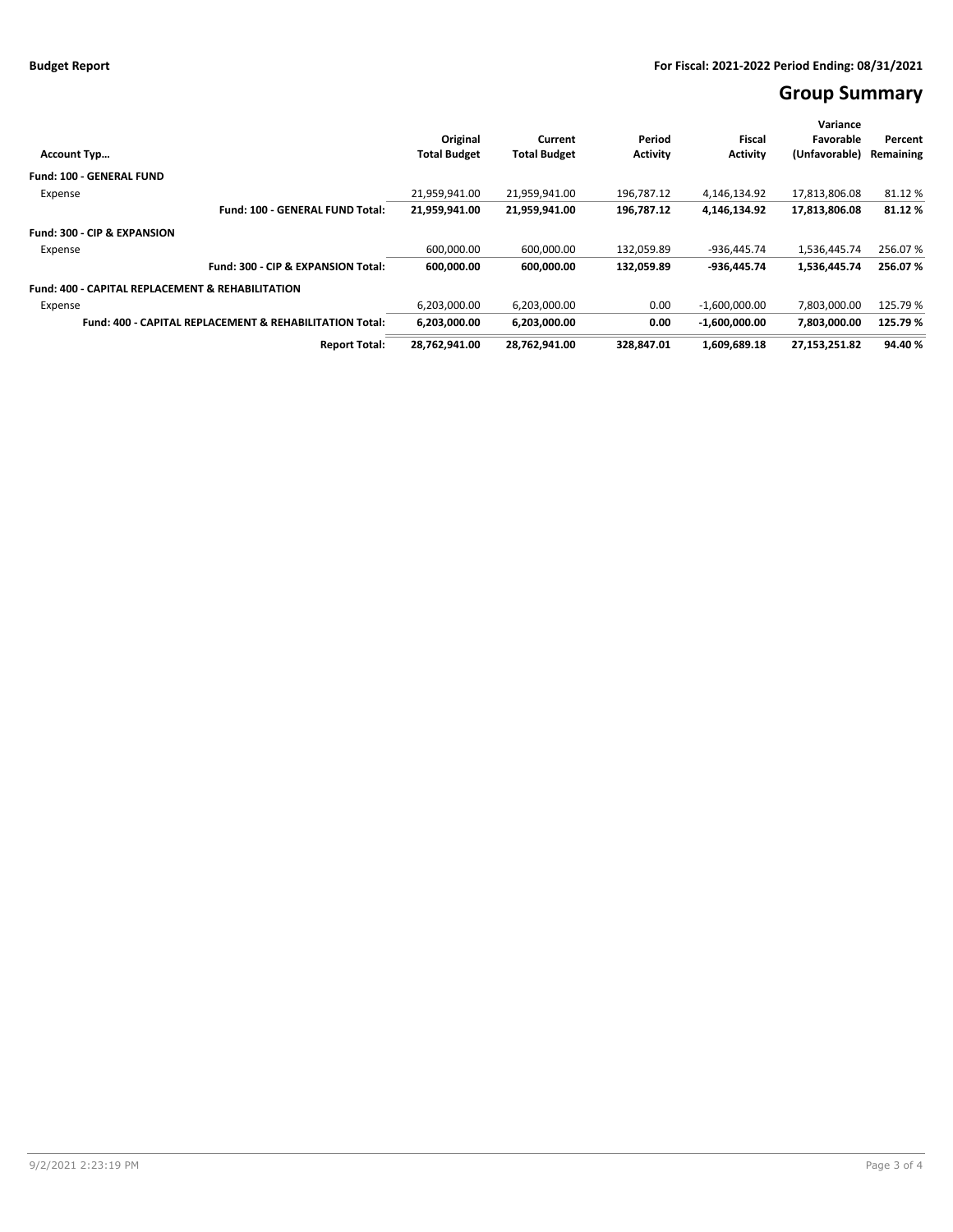**Budget Report**

**For Fiscal: 2021-2022 Period Ending: 08/31/2021**

# Group Summary

| Account Typ… | Original Total Budget | Current Total Budget | Period Activity | Fiscal Activity | Variance Favorable (Unfavorable) | Percent Remaining |
|---|---|---|---|---|---|---|
| **Fund: 100 - GENERAL FUND** | | | | | | |
| Expense | 21,959,941.00 | 21,959,941.00 | 196,787.12 | 4,146,134.92 | 17,813,806.08 | 81.12 % |
| **Fund: 100 - GENERAL FUND Total:** | **21,959,941.00** | **21,959,941.00** | **196,787.12** | **4,146,134.92** | **17,813,806.08** | **81.12 %** |
| **Fund: 300 - CIP & EXPANSION** | | | | | | |
| Expense | 600,000.00 | 600,000.00 | 132,059.89 | -936,445.74 | 1,536,445.74 | 256.07 % |
| **Fund: 300 - CIP & EXPANSION Total:** | **600,000.00** | **600,000.00** | **132,059.89** | **-936,445.74** | **1,536,445.74** | **256.07 %** |
| **Fund: 400 - CAPITAL REPLACEMENT & REHABILITATION** | | | | | | |
| Expense | 6,203,000.00 | 6,203,000.00 | 0.00 | -1,600,000.00 | 7,803,000.00 | 125.79 % |
| **Fund: 400 - CAPITAL REPLACEMENT & REHABILITATION Total:** | **6,203,000.00** | **6,203,000.00** | **0.00** | **-1,600,000.00** | **7,803,000.00** | **125.79 %** |
| **Report Total:** | **28,762,941.00** | **28,762,941.00** | **328,847.01** | **1,609,689.18** | **27,153,251.82** | **94.40 %** |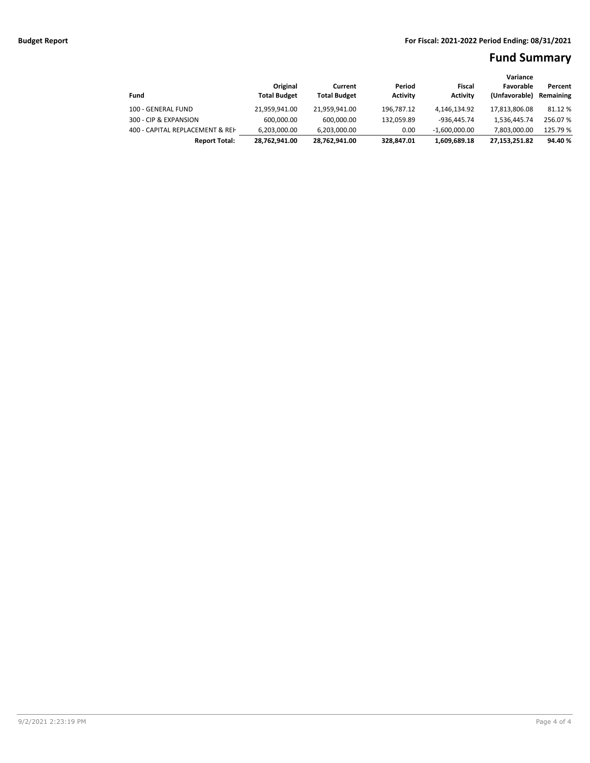**Budget Report** **For Fiscal: 2021-2022 Period Ending: 08/31/2021**

# Fund Summary

| Fund | Original Total Budget | Current Total Budget | Period Activity | Fiscal Activity | Variance Favorable (Unfavorable) | Percent Remaining |
|---|---|---|---|---|---|---|
| 100 - GENERAL FUND | 21,959,941.00 | 21,959,941.00 | 196,787.12 | 4,146,134.92 | 17,813,806.08 | 81.12 % |
| 300 - CIP & EXPANSION | 600,000.00 | 600,000.00 | 132,059.89 | -936,445.74 | 1,536,445.74 | 256.07 % |
| 400 - CAPITAL REPLACEMENT & REH | 6,203,000.00 | 6,203,000.00 | 0.00 | -1,600,000.00 | 7,803,000.00 | 125.79 % |
| **Report Total:** | **28,762,941.00** | **28,762,941.00** | **328,847.01** | **1,609,689.18** | **27,153,251.82** | **94.40 %** |